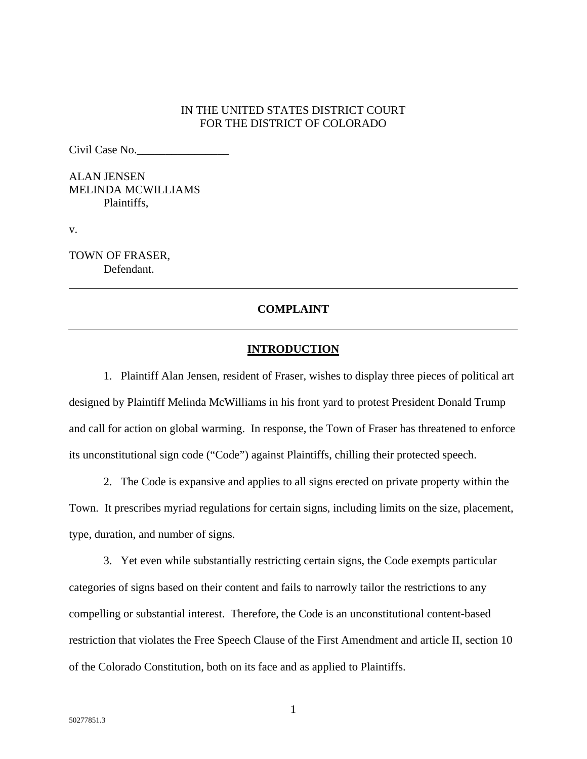IN THE UNITED STATES DISTRICT COURT
FOR THE DISTRICT OF COLORADO

Civil Case No.________________

ALAN JENSEN
MELINDA MCWILLIAMS
Plaintiffs,

v.

TOWN OF FRASER,
Defendant.

---

**COMPLAINT**

---

## INTRODUCTION

1. Plaintiff Alan Jensen, resident of Fraser, wishes to display three pieces of political art designed by Plaintiff Melinda McWilliams in his front yard to protest President Donald Trump and call for action on global warming. In response, the Town of Fraser has threatened to enforce its unconstitutional sign code ("Code") against Plaintiffs, chilling their protected speech.

2. The Code is expansive and applies to all signs erected on private property within the Town. It prescribes myriad regulations for certain signs, including limits on the size, placement, type, duration, and number of signs.

3. Yet even while substantially restricting certain signs, the Code exempts particular categories of signs based on their content and fails to narrowly tailor the restrictions to any compelling or substantial interest. Therefore, the Code is an unconstitutional content-based restriction that violates the Free Speech Clause of the First Amendment and article II, section 10 of the Colorado Constitution, both on its face and as applied to Plaintiffs.

50277851.3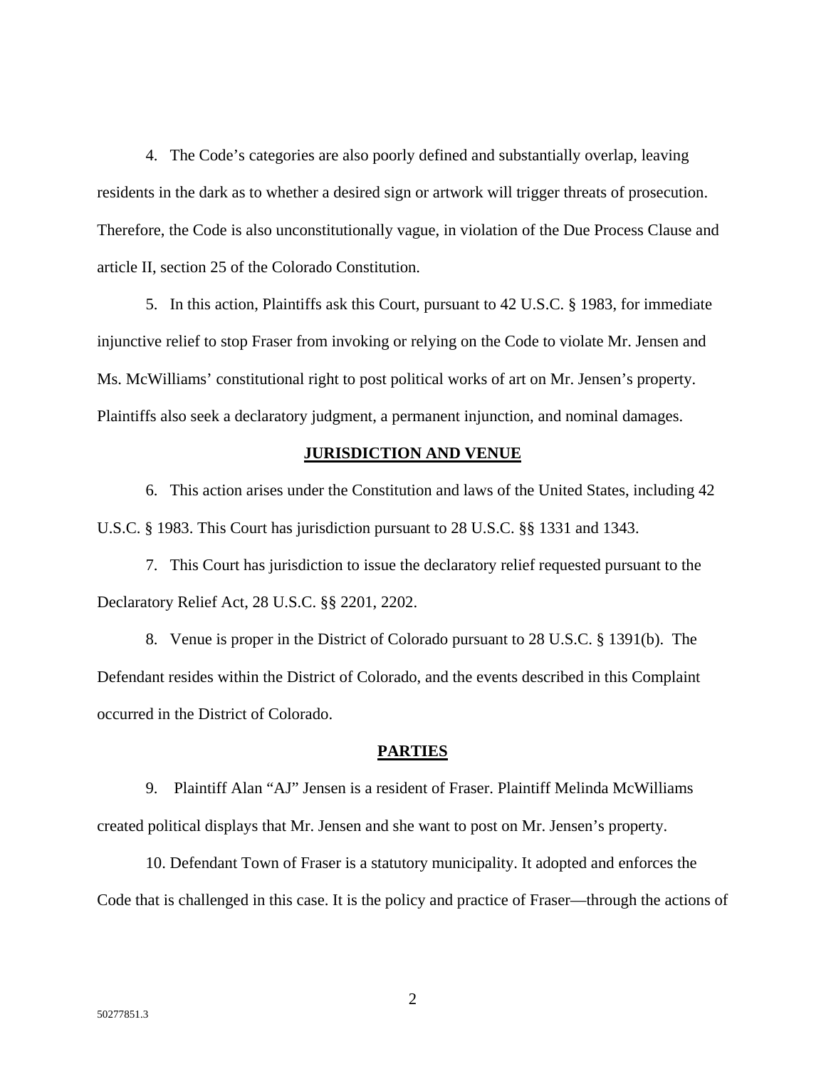4. The Code's categories are also poorly defined and substantially overlap, leaving residents in the dark as to whether a desired sign or artwork will trigger threats of prosecution. Therefore, the Code is also unconstitutionally vague, in violation of the Due Process Clause and article II, section 25 of the Colorado Constitution.

5. In this action, Plaintiffs ask this Court, pursuant to 42 U.S.C. § 1983, for immediate injunctive relief to stop Fraser from invoking or relying on the Code to violate Mr. Jensen and Ms. McWilliams' constitutional right to post political works of art on Mr. Jensen's property. Plaintiffs also seek a declaratory judgment, a permanent injunction, and nominal damages.

## JURISDICTION AND VENUE

6. This action arises under the Constitution and laws of the United States, including 42 U.S.C. § 1983. This Court has jurisdiction pursuant to 28 U.S.C. §§ 1331 and 1343.

7. This Court has jurisdiction to issue the declaratory relief requested pursuant to the Declaratory Relief Act, 28 U.S.C. §§ 2201, 2202.

8. Venue is proper in the District of Colorado pursuant to 28 U.S.C. § 1391(b). The Defendant resides within the District of Colorado, and the events described in this Complaint occurred in the District of Colorado.

## PARTIES

9. Plaintiff Alan "AJ" Jensen is a resident of Fraser. Plaintiff Melinda McWilliams created political displays that Mr. Jensen and she want to post on Mr. Jensen's property.

10. Defendant Town of Fraser is a statutory municipality. It adopted and enforces the Code that is challenged in this case. It is the policy and practice of Fraser—through the actions of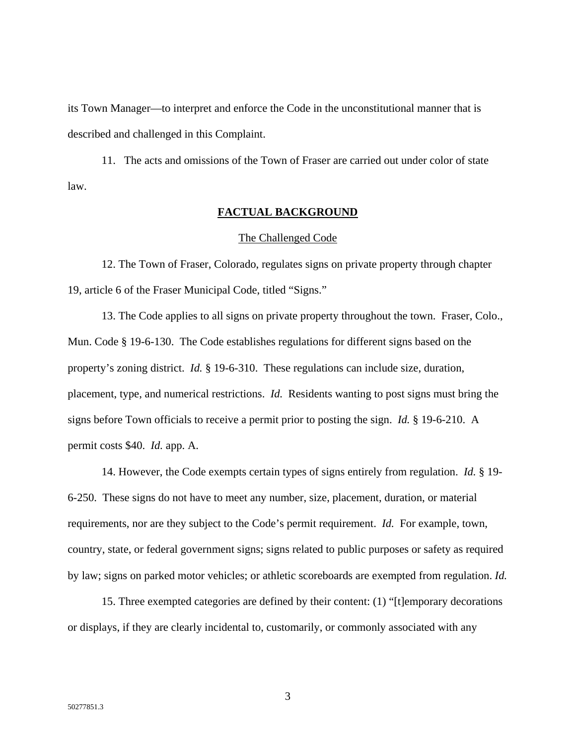its Town Manager—to interpret and enforce the Code in the unconstitutional manner that is described and challenged in this Complaint.

11. The acts and omissions of the Town of Fraser are carried out under color of state law.

## **FACTUAL BACKGROUND**

### The Challenged Code

12. The Town of Fraser, Colorado, regulates signs on private property through chapter 19, article 6 of the Fraser Municipal Code, titled "Signs."

13. The Code applies to all signs on private property throughout the town. Fraser, Colo., Mun. Code § 19-6-130. The Code establishes regulations for different signs based on the property's zoning district. *Id.* § 19-6-310. These regulations can include size, duration, placement, type, and numerical restrictions. *Id.* Residents wanting to post signs must bring the signs before Town officials to receive a permit prior to posting the sign. *Id.* § 19-6-210. A permit costs $40. *Id.* app. A.

14. However, the Code exempts certain types of signs entirely from regulation. *Id.* § 19-6-250. These signs do not have to meet any number, size, placement, duration, or material requirements, nor are they subject to the Code's permit requirement. *Id.* For example, town, country, state, or federal government signs; signs related to public purposes or safety as required by law; signs on parked motor vehicles; or athletic scoreboards are exempted from regulation. *Id.*

15. Three exempted categories are defined by their content: (1) "[t]emporary decorations or displays, if they are clearly incidental to, customarily, or commonly associated with any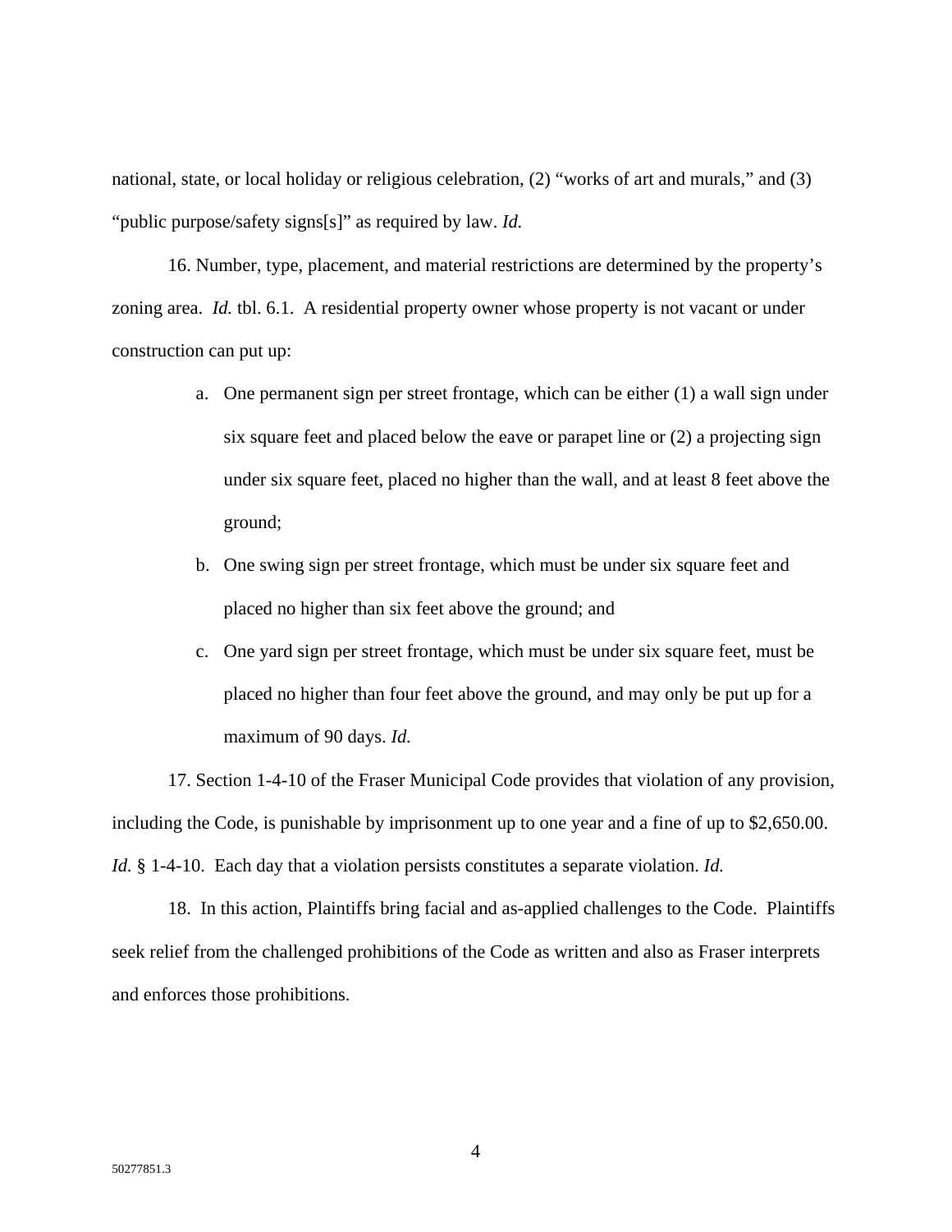national, state, or local holiday or religious celebration, (2) "works of art and murals," and (3) "public purpose/safety signs[s]" as required by law. *Id.*

16. Number, type, placement, and material restrictions are determined by the property's zoning area. *Id.* tbl. 6.1. A residential property owner whose property is not vacant or under construction can put up:

a. One permanent sign per street frontage, which can be either (1) a wall sign under six square feet and placed below the eave or parapet line or (2) a projecting sign under six square feet, placed no higher than the wall, and at least 8 feet above the ground;

b. One swing sign per street frontage, which must be under six square feet and placed no higher than six feet above the ground; and

c. One yard sign per street frontage, which must be under six square feet, must be placed no higher than four feet above the ground, and may only be put up for a maximum of 90 days. *Id.*

17. Section 1-4-10 of the Fraser Municipal Code provides that violation of any provision, including the Code, is punishable by imprisonment up to one year and a fine of up to $2,650.00. *Id.* § 1-4-10. Each day that a violation persists constitutes a separate violation. *Id.*

18. In this action, Plaintiffs bring facial and as-applied challenges to the Code. Plaintiffs seek relief from the challenged prohibitions of the Code as written and also as Fraser interprets and enforces those prohibitions.

50277851.3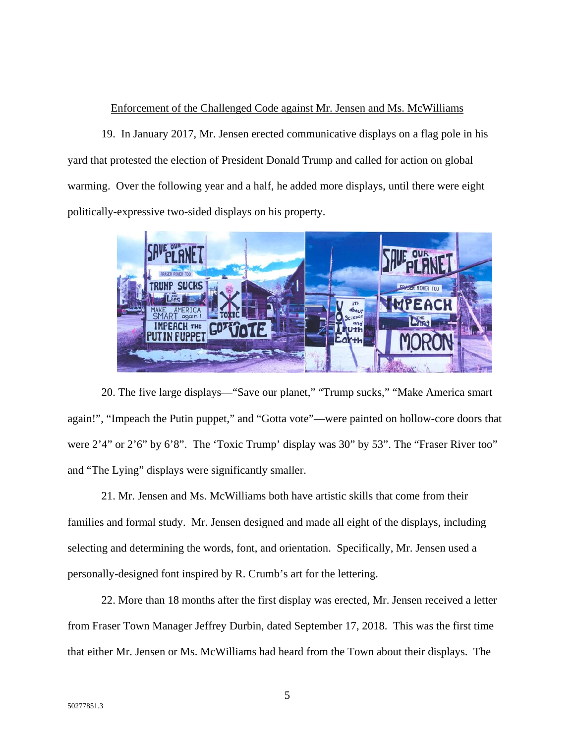Enforcement of the Challenged Code against Mr. Jensen and Ms. McWilliams

19. In January 2017, Mr. Jensen erected communicative displays on a flag pole in his yard that protested the election of President Donald Trump and called for action on global warming. Over the following year and a half, he added more displays, until there were eight politically-expressive two-sided displays on his property.

20. The five large displays—"Save our planet," "Trump sucks," "Make America smart again!", "Impeach the Putin puppet," and "Gotta vote"—were painted on hollow-core doors that were 2'4" or 2'6" by 6'8". The 'Toxic Trump' display was 30" by 53". The "Fraser River too" and "The Lying" displays were significantly smaller.

21. Mr. Jensen and Ms. McWilliams both have artistic skills that come from their families and formal study. Mr. Jensen designed and made all eight of the displays, including selecting and determining the words, font, and orientation. Specifically, Mr. Jensen used a personally-designed font inspired by R. Crumb's art for the lettering.

22. More than 18 months after the first display was erected, Mr. Jensen received a letter from Fraser Town Manager Jeffrey Durbin, dated September 17, 2018. This was the first time that either Mr. Jensen or Ms. McWilliams had heard from the Town about their displays. The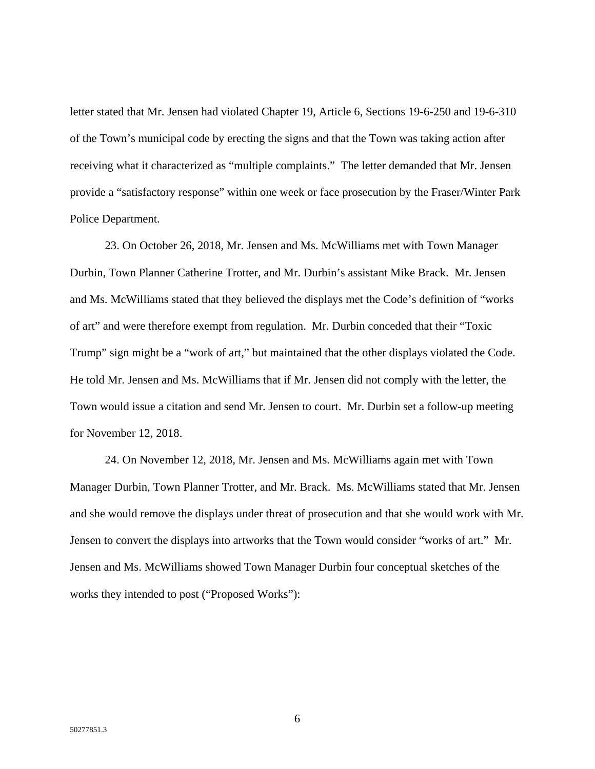letter stated that Mr. Jensen had violated Chapter 19, Article 6, Sections 19-6-250 and 19-6-310 of the Town's municipal code by erecting the signs and that the Town was taking action after receiving what it characterized as "multiple complaints." The letter demanded that Mr. Jensen provide a "satisfactory response" within one week or face prosecution by the Fraser/Winter Park Police Department.

23. On October 26, 2018, Mr. Jensen and Ms. McWilliams met with Town Manager Durbin, Town Planner Catherine Trotter, and Mr. Durbin's assistant Mike Brack. Mr. Jensen and Ms. McWilliams stated that they believed the displays met the Code's definition of "works of art" and were therefore exempt from regulation. Mr. Durbin conceded that their "Toxic Trump" sign might be a "work of art," but maintained that the other displays violated the Code. He told Mr. Jensen and Ms. McWilliams that if Mr. Jensen did not comply with the letter, the Town would issue a citation and send Mr. Jensen to court. Mr. Durbin set a follow-up meeting for November 12, 2018.

24. On November 12, 2018, Mr. Jensen and Ms. McWilliams again met with Town Manager Durbin, Town Planner Trotter, and Mr. Brack. Ms. McWilliams stated that Mr. Jensen and she would remove the displays under threat of prosecution and that she would work with Mr. Jensen to convert the displays into artworks that the Town would consider "works of art." Mr. Jensen and Ms. McWilliams showed Town Manager Durbin four conceptual sketches of the works they intended to post ("Proposed Works"):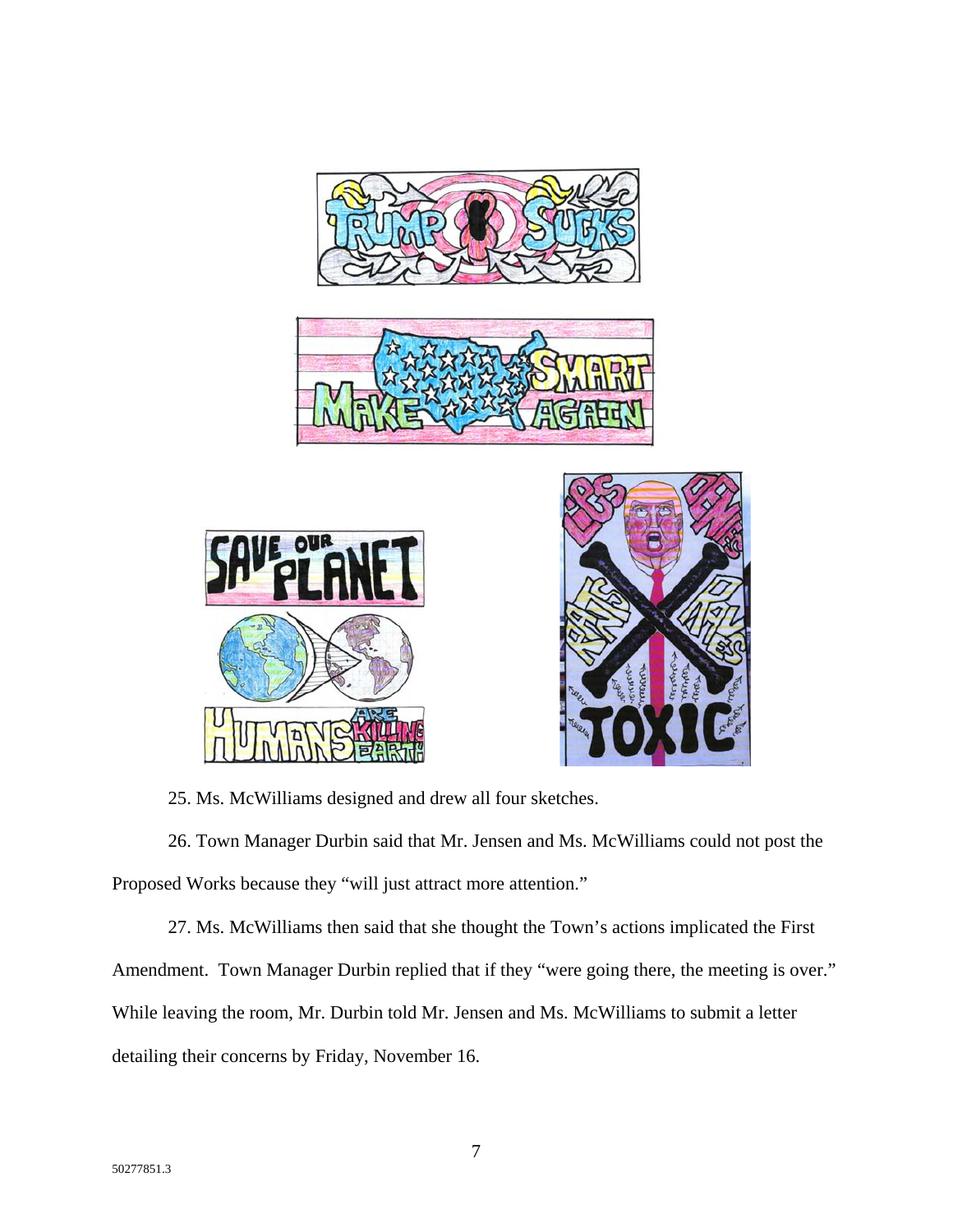25. Ms. McWilliams designed and drew all four sketches.

26. Town Manager Durbin said that Mr. Jensen and Ms. McWilliams could not post the Proposed Works because they "will just attract more attention."

27. Ms. McWilliams then said that she thought the Town's actions implicated the First Amendment. Town Manager Durbin replied that if they "were going there, the meeting is over." While leaving the room, Mr. Durbin told Mr. Jensen and Ms. McWilliams to submit a letter detailing their concerns by Friday, November 16.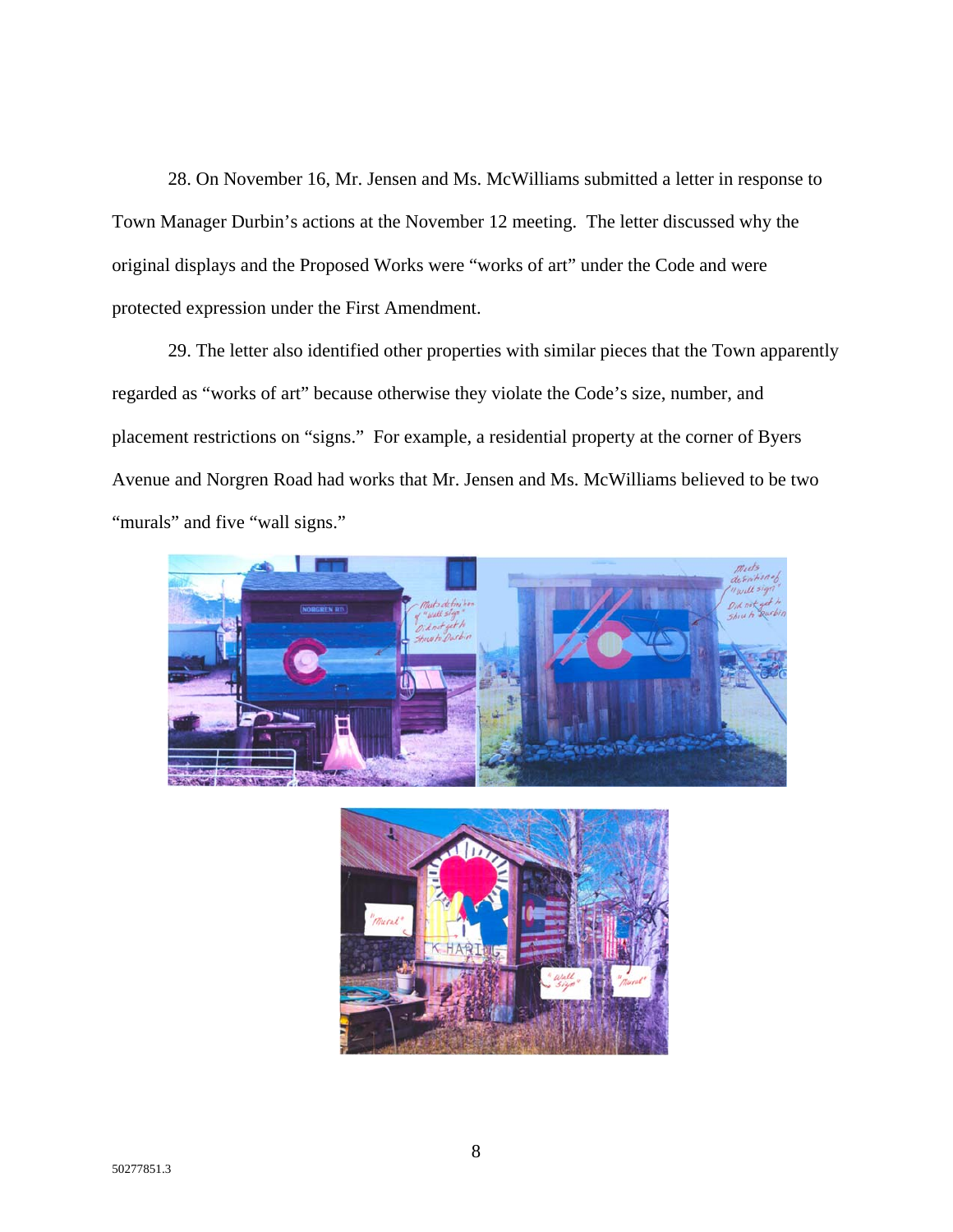28. On November 16, Mr. Jensen and Ms. McWilliams submitted a letter in response to Town Manager Durbin's actions at the November 12 meeting. The letter discussed why the original displays and the Proposed Works were "works of art" under the Code and were protected expression under the First Amendment.

29. The letter also identified other properties with similar pieces that the Town apparently regarded as "works of art" because otherwise they violate the Code's size, number, and placement restrictions on "signs." For example, a residential property at the corner of Byers Avenue and Norgren Road had works that Mr. Jensen and Ms. McWilliams believed to be two "murals" and five "wall signs."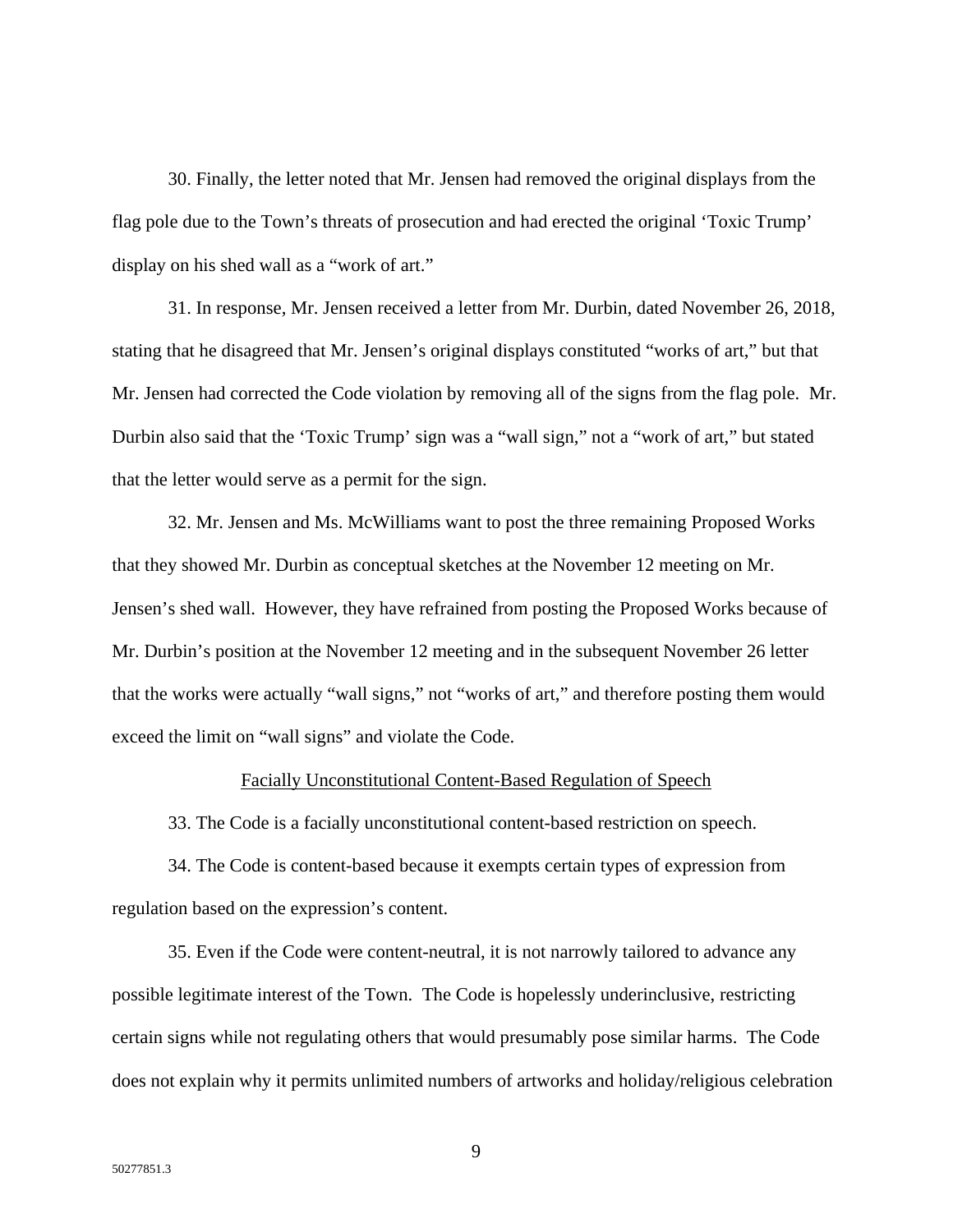30. Finally, the letter noted that Mr. Jensen had removed the original displays from the flag pole due to the Town's threats of prosecution and had erected the original 'Toxic Trump' display on his shed wall as a "work of art."

31. In response, Mr. Jensen received a letter from Mr. Durbin, dated November 26, 2018, stating that he disagreed that Mr. Jensen's original displays constituted "works of art," but that Mr. Jensen had corrected the Code violation by removing all of the signs from the flag pole. Mr. Durbin also said that the 'Toxic Trump' sign was a "wall sign," not a "work of art," but stated that the letter would serve as a permit for the sign.

32. Mr. Jensen and Ms. McWilliams want to post the three remaining Proposed Works that they showed Mr. Durbin as conceptual sketches at the November 12 meeting on Mr. Jensen's shed wall. However, they have refrained from posting the Proposed Works because of Mr. Durbin's position at the November 12 meeting and in the subsequent November 26 letter that the works were actually "wall signs," not "works of art," and therefore posting them would exceed the limit on "wall signs" and violate the Code.

<u>Facially Unconstitutional Content-Based Regulation of Speech</u>

33. The Code is a facially unconstitutional content-based restriction on speech.

34. The Code is content-based because it exempts certain types of expression from regulation based on the expression's content.

35. Even if the Code were content-neutral, it is not narrowly tailored to advance any possible legitimate interest of the Town. The Code is hopelessly underinclusive, restricting certain signs while not regulating others that would presumably pose similar harms. The Code does not explain why it permits unlimited numbers of artworks and holiday/religious celebration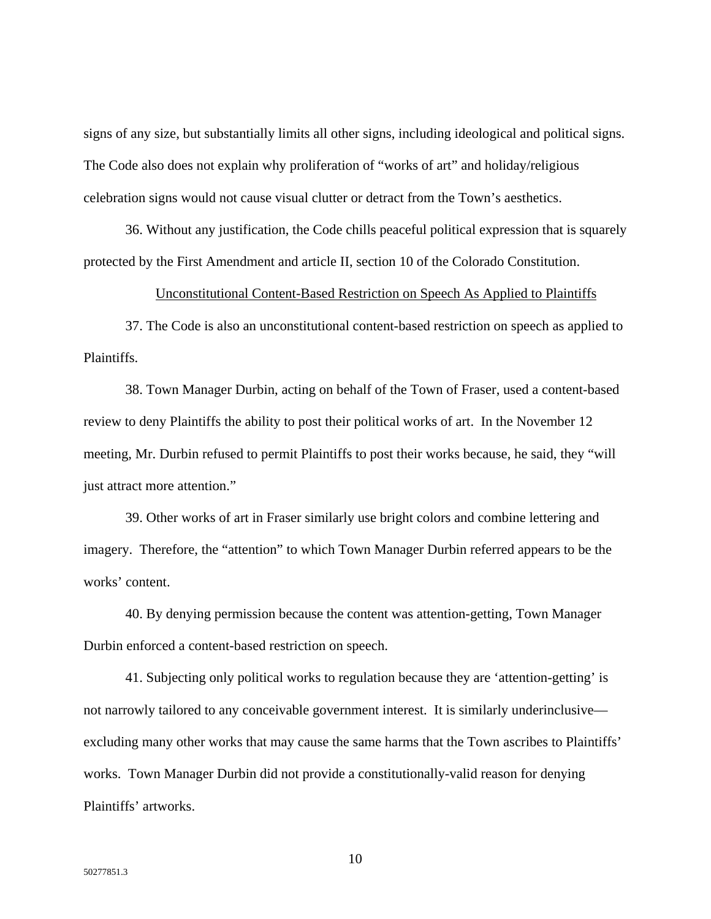signs of any size, but substantially limits all other signs, including ideological and political signs. The Code also does not explain why proliferation of "works of art" and holiday/religious celebration signs would not cause visual clutter or detract from the Town's aesthetics.

36. Without any justification, the Code chills peaceful political expression that is squarely protected by the First Amendment and article II, section 10 of the Colorado Constitution.

Unconstitutional Content-Based Restriction on Speech As Applied to Plaintiffs

37. The Code is also an unconstitutional content-based restriction on speech as applied to Plaintiffs.

38. Town Manager Durbin, acting on behalf of the Town of Fraser, used a content-based review to deny Plaintiffs the ability to post their political works of art. In the November 12 meeting, Mr. Durbin refused to permit Plaintiffs to post their works because, he said, they "will just attract more attention."

39. Other works of art in Fraser similarly use bright colors and combine lettering and imagery. Therefore, the "attention" to which Town Manager Durbin referred appears to be the works' content.

40. By denying permission because the content was attention-getting, Town Manager Durbin enforced a content-based restriction on speech.

41. Subjecting only political works to regulation because they are 'attention-getting' is not narrowly tailored to any conceivable government interest. It is similarly underinclusive—excluding many other works that may cause the same harms that the Town ascribes to Plaintiffs' works. Town Manager Durbin did not provide a constitutionally-valid reason for denying Plaintiffs' artworks.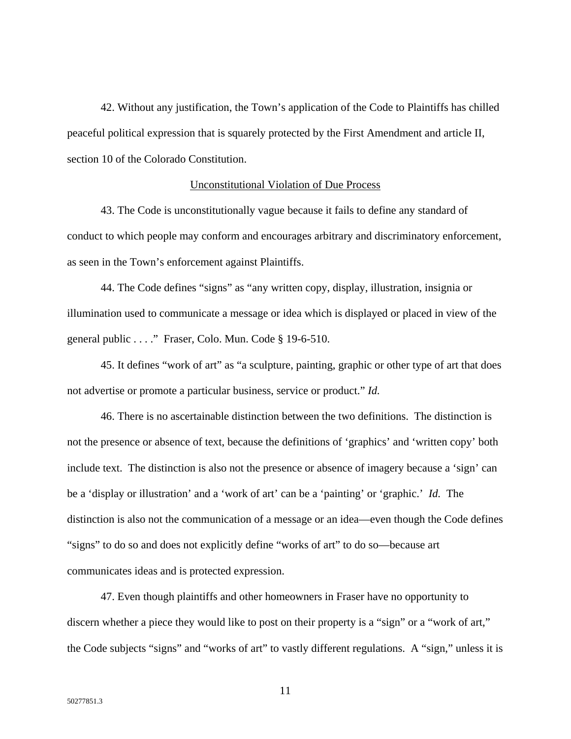42. Without any justification, the Town's application of the Code to Plaintiffs has chilled peaceful political expression that is squarely protected by the First Amendment and article II, section 10 of the Colorado Constitution.

<u>Unconstitutional Violation of Due Process</u>

43. The Code is unconstitutionally vague because it fails to define any standard of conduct to which people may conform and encourages arbitrary and discriminatory enforcement, as seen in the Town's enforcement against Plaintiffs.

44. The Code defines "signs" as "any written copy, display, illustration, insignia or illumination used to communicate a message or idea which is displayed or placed in view of the general public . . . ." Fraser, Colo. Mun. Code § 19-6-510.

45. It defines "work of art" as "a sculpture, painting, graphic or other type of art that does not advertise or promote a particular business, service or product." *Id.*

46. There is no ascertainable distinction between the two definitions. The distinction is not the presence or absence of text, because the definitions of 'graphics' and 'written copy' both include text. The distinction is also not the presence or absence of imagery because a 'sign' can be a 'display or illustration' and a 'work of art' can be a 'painting' or 'graphic.' *Id.* The distinction is also not the communication of a message or an idea—even though the Code defines "signs" to do so and does not explicitly define "works of art" to do so—because art communicates ideas and is protected expression.

47. Even though plaintiffs and other homeowners in Fraser have no opportunity to discern whether a piece they would like to post on their property is a "sign" or a "work of art," the Code subjects "signs" and "works of art" to vastly different regulations. A "sign," unless it is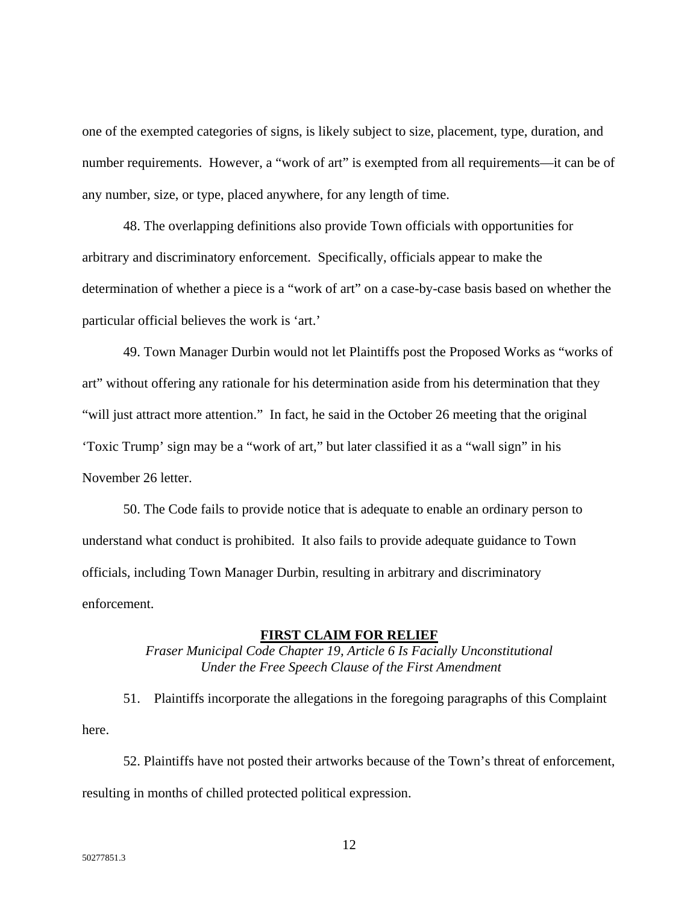one of the exempted categories of signs, is likely subject to size, placement, type, duration, and number requirements. However, a "work of art" is exempted from all requirements—it can be of any number, size, or type, placed anywhere, for any length of time.

48. The overlapping definitions also provide Town officials with opportunities for arbitrary and discriminatory enforcement. Specifically, officials appear to make the determination of whether a piece is a "work of art" on a case-by-case basis based on whether the particular official believes the work is 'art.'

49. Town Manager Durbin would not let Plaintiffs post the Proposed Works as "works of art" without offering any rationale for his determination aside from his determination that they "will just attract more attention." In fact, he said in the October 26 meeting that the original 'Toxic Trump' sign may be a "work of art," but later classified it as a "wall sign" in his November 26 letter.

50. The Code fails to provide notice that is adequate to enable an ordinary person to understand what conduct is prohibited. It also fails to provide adequate guidance to Town officials, including Town Manager Durbin, resulting in arbitrary and discriminatory enforcement.

## FIRST CLAIM FOR RELIEF

*Fraser Municipal Code Chapter 19, Article 6 Is Facially Unconstitutional Under the Free Speech Clause of the First Amendment*

51. Plaintiffs incorporate the allegations in the foregoing paragraphs of this Complaint here.

52. Plaintiffs have not posted their artworks because of the Town's threat of enforcement, resulting in months of chilled protected political expression.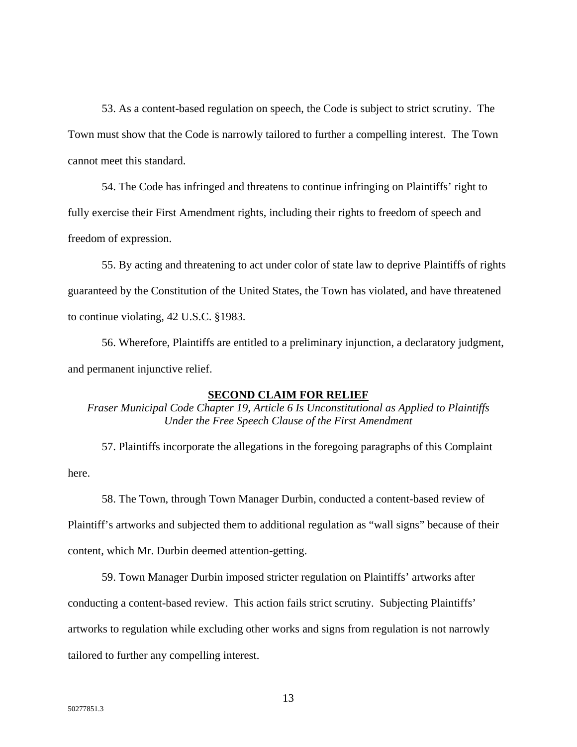53. As a content-based regulation on speech, the Code is subject to strict scrutiny. The Town must show that the Code is narrowly tailored to further a compelling interest. The Town cannot meet this standard.

54. The Code has infringed and threatens to continue infringing on Plaintiffs' right to fully exercise their First Amendment rights, including their rights to freedom of speech and freedom of expression.

55. By acting and threatening to act under color of state law to deprive Plaintiffs of rights guaranteed by the Constitution of the United States, the Town has violated, and have threatened to continue violating, 42 U.S.C. §1983.

56. Wherefore, Plaintiffs are entitled to a preliminary injunction, a declaratory judgment, and permanent injunctive relief.

## SECOND CLAIM FOR RELIEF

*Fraser Municipal Code Chapter 19, Article 6 Is Unconstitutional as Applied to Plaintiffs Under the Free Speech Clause of the First Amendment*

57. Plaintiffs incorporate the allegations in the foregoing paragraphs of this Complaint here.

58. The Town, through Town Manager Durbin, conducted a content-based review of Plaintiff's artworks and subjected them to additional regulation as "wall signs" because of their content, which Mr. Durbin deemed attention-getting.

59. Town Manager Durbin imposed stricter regulation on Plaintiffs' artworks after conducting a content-based review. This action fails strict scrutiny. Subjecting Plaintiffs' artworks to regulation while excluding other works and signs from regulation is not narrowly tailored to further any compelling interest.

50277851.3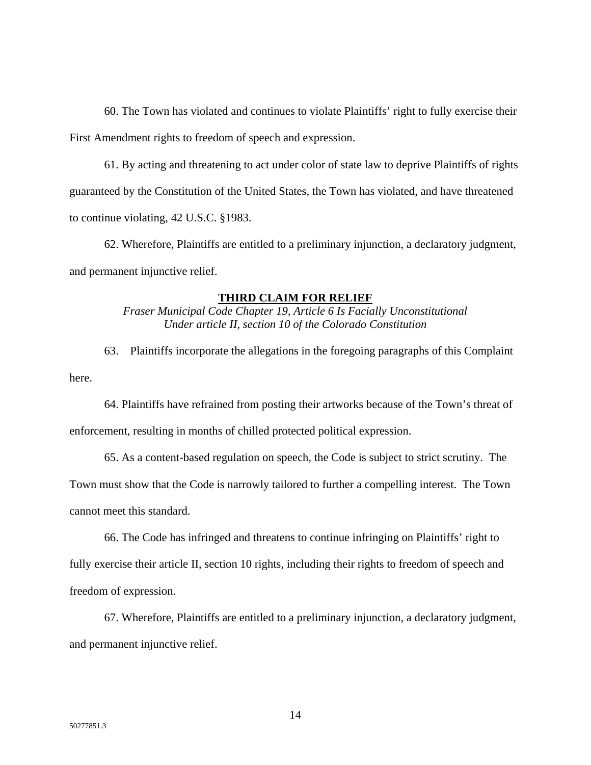60. The Town has violated and continues to violate Plaintiffs' right to fully exercise their First Amendment rights to freedom of speech and expression.

61. By acting and threatening to act under color of state law to deprive Plaintiffs of rights guaranteed by the Constitution of the United States, the Town has violated, and have threatened to continue violating, 42 U.S.C. §1983.

62. Wherefore, Plaintiffs are entitled to a preliminary injunction, a declaratory judgment, and permanent injunctive relief.

**THIRD CLAIM FOR RELIEF**

*Fraser Municipal Code Chapter 19, Article 6 Is Facially Unconstitutional Under article II, section 10 of the Colorado Constitution*

63. Plaintiffs incorporate the allegations in the foregoing paragraphs of this Complaint here.

64. Plaintiffs have refrained from posting their artworks because of the Town's threat of enforcement, resulting in months of chilled protected political expression.

65. As a content-based regulation on speech, the Code is subject to strict scrutiny. The Town must show that the Code is narrowly tailored to further a compelling interest. The Town cannot meet this standard.

66. The Code has infringed and threatens to continue infringing on Plaintiffs' right to fully exercise their article II, section 10 rights, including their rights to freedom of speech and freedom of expression.

67. Wherefore, Plaintiffs are entitled to a preliminary injunction, a declaratory judgment, and permanent injunctive relief.

50277851.3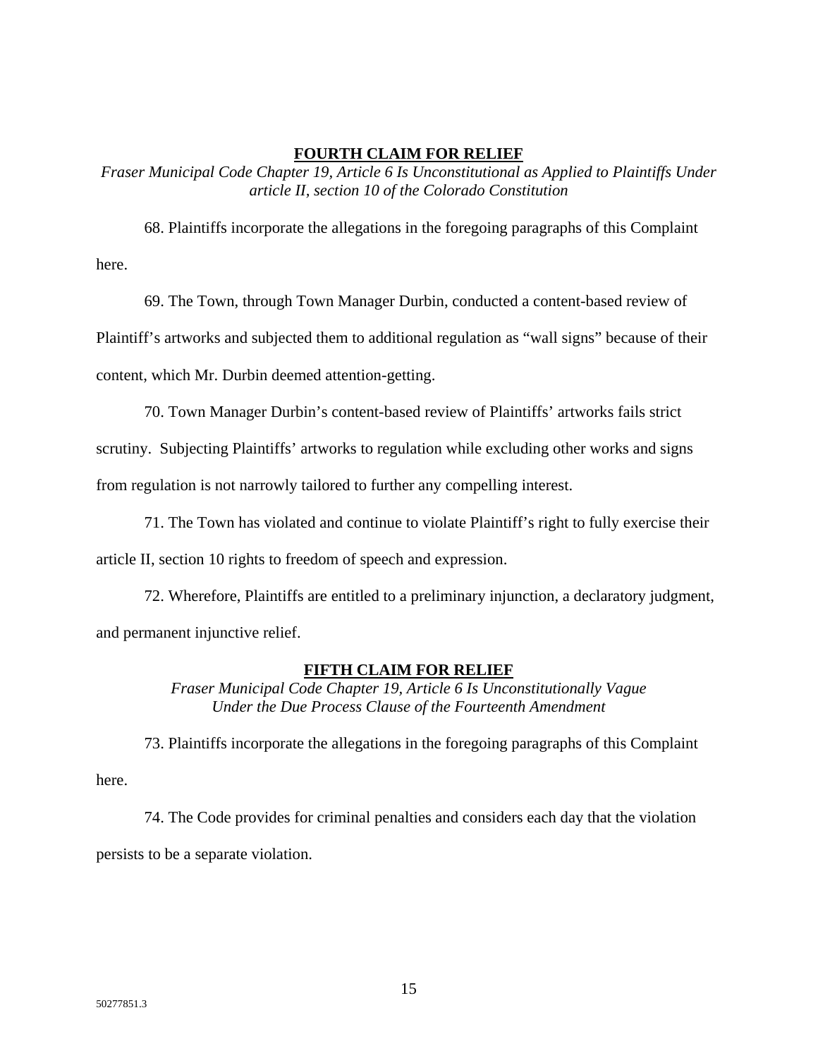## FOURTH CLAIM FOR RELIEF

*Fraser Municipal Code Chapter 19, Article 6 Is Unconstitutional as Applied to Plaintiffs Under article II, section 10 of the Colorado Constitution*

68. Plaintiffs incorporate the allegations in the foregoing paragraphs of this Complaint here.

69. The Town, through Town Manager Durbin, conducted a content-based review of Plaintiff's artworks and subjected them to additional regulation as "wall signs" because of their content, which Mr. Durbin deemed attention-getting.

70. Town Manager Durbin's content-based review of Plaintiffs' artworks fails strict scrutiny. Subjecting Plaintiffs' artworks to regulation while excluding other works and signs from regulation is not narrowly tailored to further any compelling interest.

71. The Town has violated and continue to violate Plaintiff's right to fully exercise their article II, section 10 rights to freedom of speech and expression.

72. Wherefore, Plaintiffs are entitled to a preliminary injunction, a declaratory judgment, and permanent injunctive relief.

## FIFTH CLAIM FOR RELIEF

*Fraser Municipal Code Chapter 19, Article 6 Is Unconstitutionally Vague Under the Due Process Clause of the Fourteenth Amendment*

73. Plaintiffs incorporate the allegations in the foregoing paragraphs of this Complaint here.

74. The Code provides for criminal penalties and considers each day that the violation persists to be a separate violation.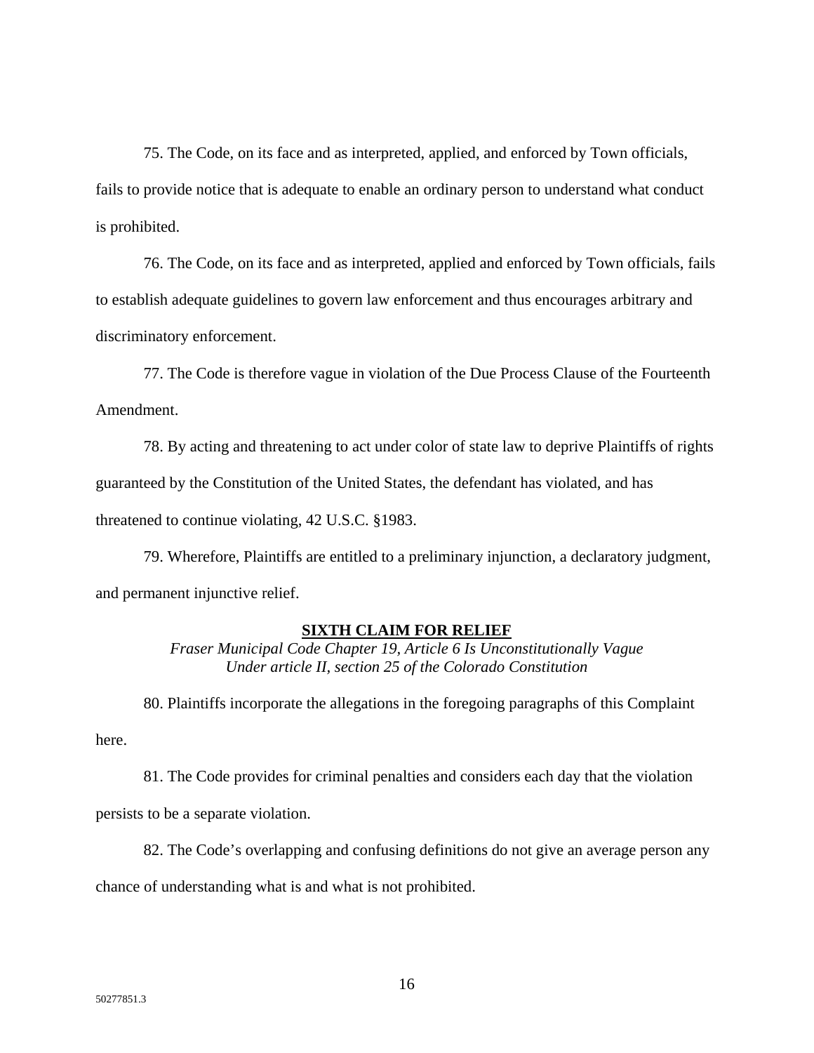75. The Code, on its face and as interpreted, applied, and enforced by Town officials, fails to provide notice that is adequate to enable an ordinary person to understand what conduct is prohibited.

76. The Code, on its face and as interpreted, applied and enforced by Town officials, fails to establish adequate guidelines to govern law enforcement and thus encourages arbitrary and discriminatory enforcement.

77. The Code is therefore vague in violation of the Due Process Clause of the Fourteenth Amendment.

78. By acting and threatening to act under color of state law to deprive Plaintiffs of rights guaranteed by the Constitution of the United States, the defendant has violated, and has threatened to continue violating, 42 U.S.C. §1983.

79. Wherefore, Plaintiffs are entitled to a preliminary injunction, a declaratory judgment, and permanent injunctive relief.

## SIXTH CLAIM FOR RELIEF

*Fraser Municipal Code Chapter 19, Article 6 Is Unconstitutionally Vague Under article II, section 25 of the Colorado Constitution*

80. Plaintiffs incorporate the allegations in the foregoing paragraphs of this Complaint here.

81. The Code provides for criminal penalties and considers each day that the violation persists to be a separate violation.

82. The Code's overlapping and confusing definitions do not give an average person any chance of understanding what is and what is not prohibited.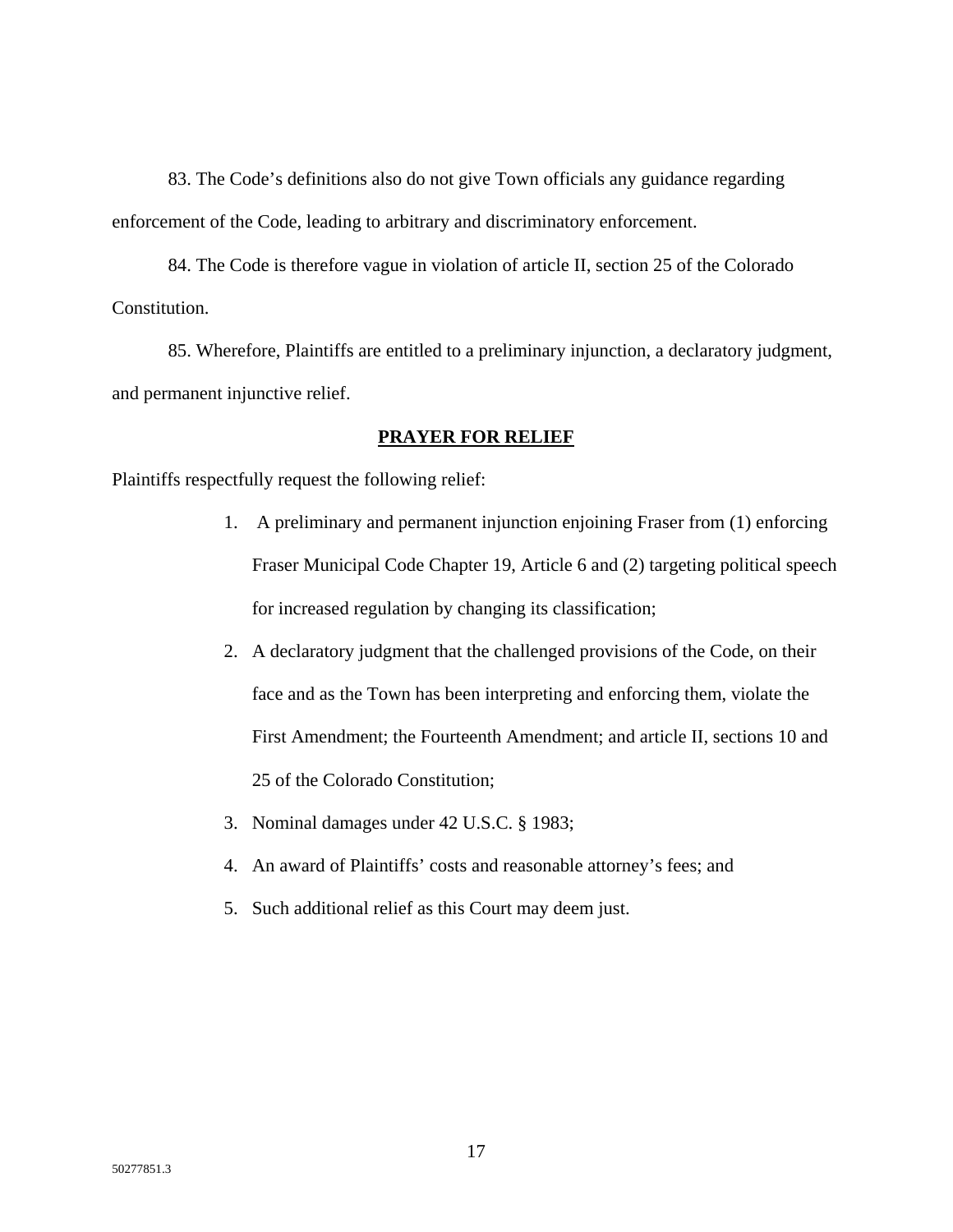83. The Code's definitions also do not give Town officials any guidance regarding enforcement of the Code, leading to arbitrary and discriminatory enforcement.

84. The Code is therefore vague in violation of article II, section 25 of the Colorado Constitution.

85. Wherefore, Plaintiffs are entitled to a preliminary injunction, a declaratory judgment, and permanent injunctive relief.

## PRAYER FOR RELIEF

Plaintiffs respectfully request the following relief:

1. A preliminary and permanent injunction enjoining Fraser from (1) enforcing Fraser Municipal Code Chapter 19, Article 6 and (2) targeting political speech for increased regulation by changing its classification;
2. A declaratory judgment that the challenged provisions of the Code, on their face and as the Town has been interpreting and enforcing them, violate the First Amendment; the Fourteenth Amendment; and article II, sections 10 and 25 of the Colorado Constitution;
3. Nominal damages under 42 U.S.C. § 1983;
4. An award of Plaintiffs' costs and reasonable attorney's fees; and
5. Such additional relief as this Court may deem just.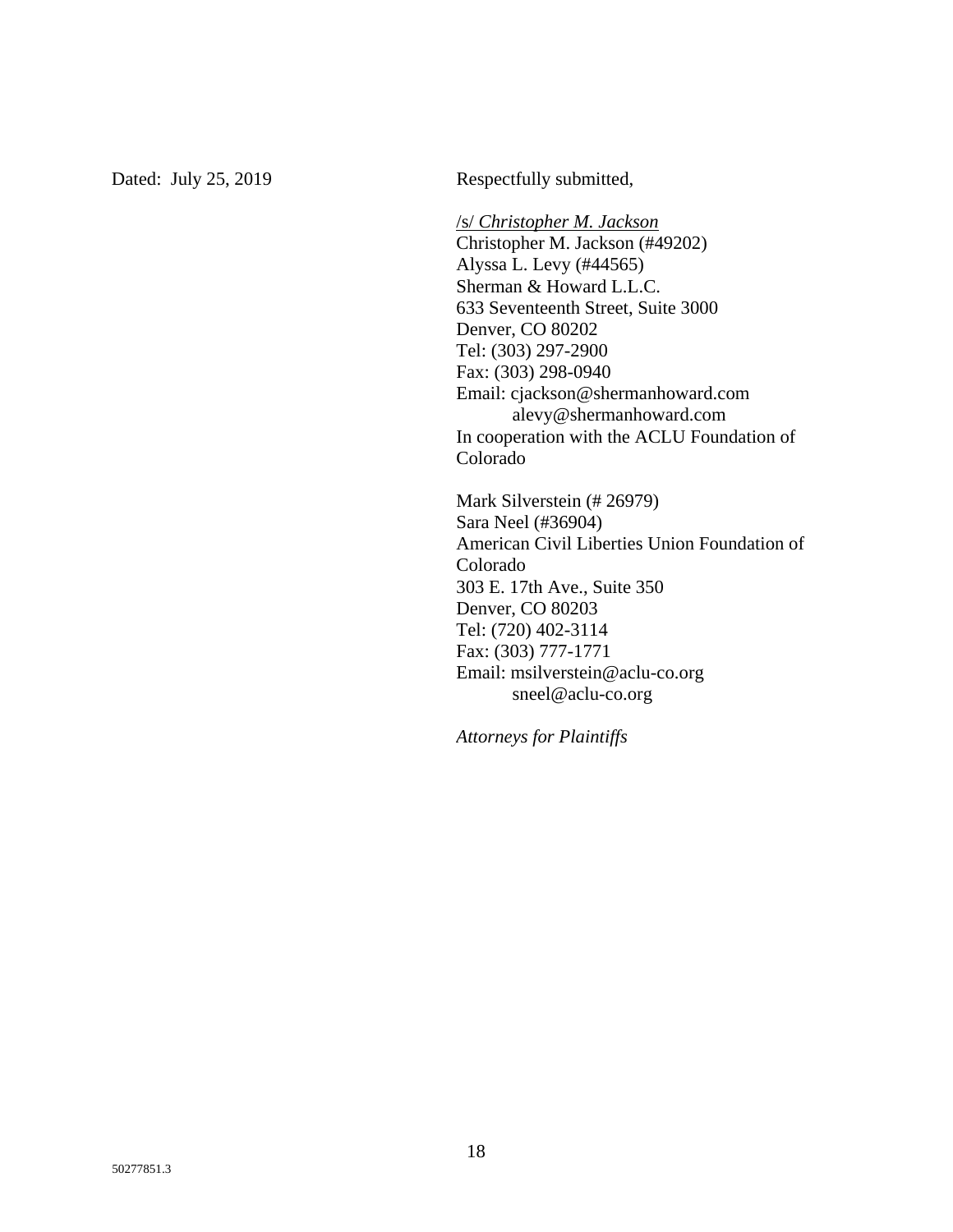Dated: July 25, 2019

Respectfully submitted,

/s/ *Christopher M. Jackson*
Christopher M. Jackson (#49202)
Alyssa L. Levy (#44565)
Sherman & Howard L.L.C.
633 Seventeenth Street, Suite 3000
Denver, CO 80202
Tel: (303) 297-2900
Fax: (303) 298-0940
Email: cjackson@shermanhoward.com
alevy@shermanhoward.com
In cooperation with the ACLU Foundation of Colorado

Mark Silverstein (# 26979)
Sara Neel (#36904)
American Civil Liberties Union Foundation of Colorado
303 E. 17th Ave., Suite 350
Denver, CO 80203
Tel: (720) 402-3114
Fax: (303) 777-1771
Email: msilverstein@aclu-co.org
sneel@aclu-co.org

*Attorneys for Plaintiffs*

50277851.3